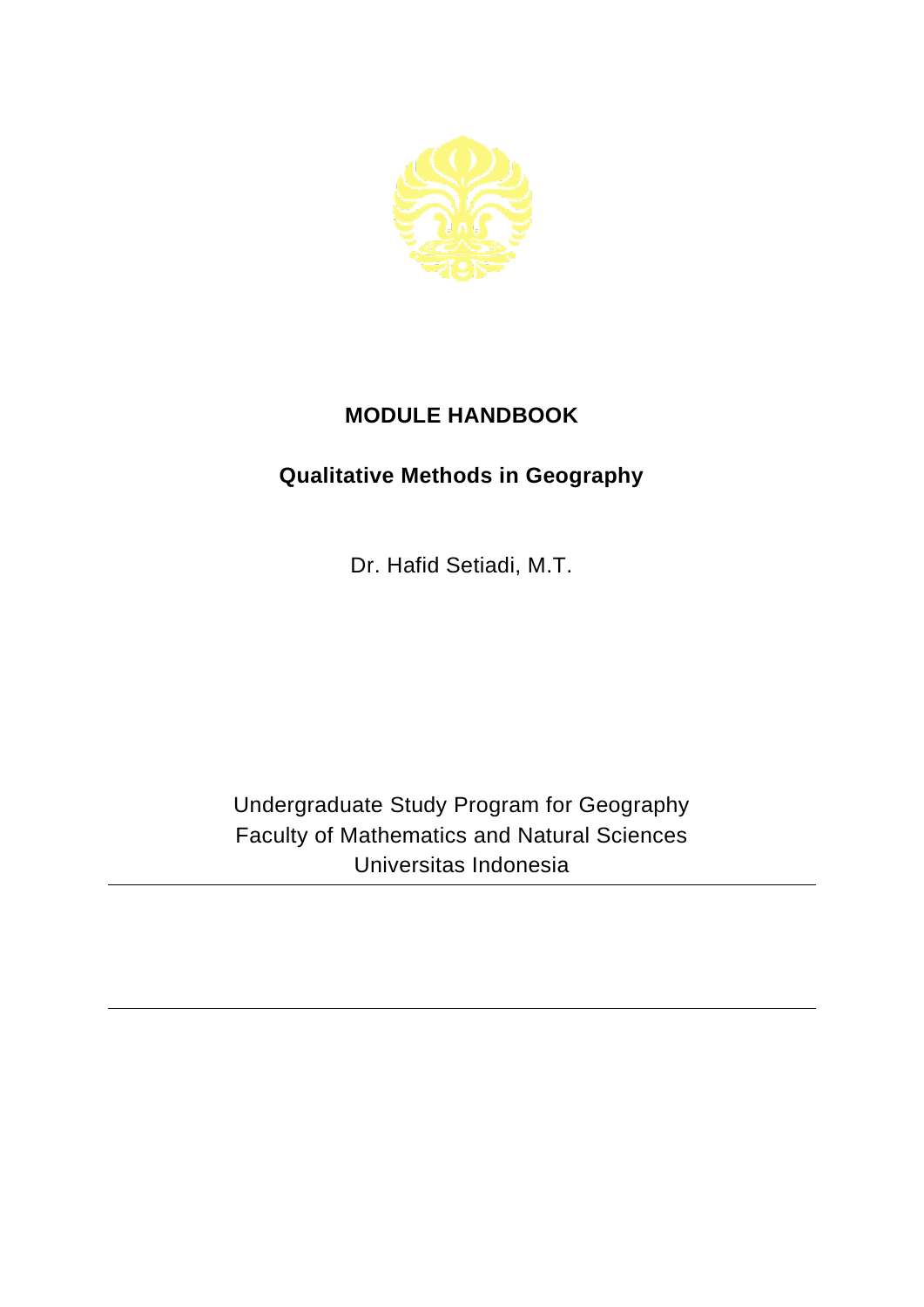# MODULE HANDBOOK

## Qualitative Methods in Geography

Dr. Hafid Setiadi, M.T.

Undergraduate Study Program for Geography
Faculty of Mathematics and Natural Sciences
Universitas Indonesia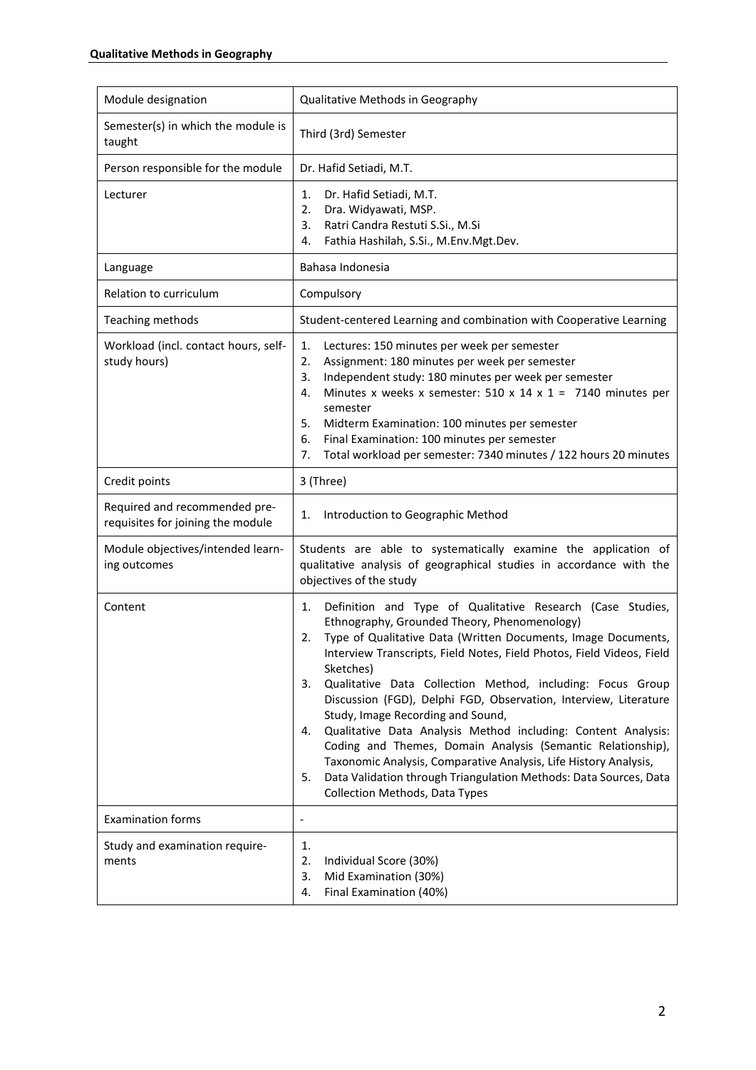| Module designation | Qualitative Methods in Geography |
|---|---|
| Semester(s) in which the module is taught | Third (3rd) Semester |
| Person responsible for the module | Dr. Hafid Setiadi, M.T. |
| Lecturer | 1. Dr. Hafid Setiadi, M.T.<br>2. Dra. Widyawati, MSP.<br>3. Ratri Candra Restuti S.Si., M.Si<br>4. Fathia Hashilah, S.Si., M.Env.Mgt.Dev. |
| Language | Bahasa Indonesia |
| Relation to curriculum | Compulsory |
| Teaching methods | Student-centered Learning and combination with Cooperative Learning |
| Workload (incl. contact hours, self-study hours) | 1. Lectures: 150 minutes per week per semester<br>2. Assignment: 180 minutes per week per semester<br>3. Independent study: 180 minutes per week per semester<br>4. Minutes x weeks x semester: 510 x 14 x 1 = 7140 minutes per semester<br>5. Midterm Examination: 100 minutes per semester<br>6. Final Examination: 100 minutes per semester<br>7. Total workload per semester: 7340 minutes / 122 hours 20 minutes |
| Credit points | 3 (Three) |
| Required and recommended pre-requisites for joining the module | 1. Introduction to Geographic Method |
| Module objectives/intended learning outcomes | Students are able to systematically examine the application of qualitative analysis of geographical studies in accordance with the objectives of the study |
| Content | 1. Definition and Type of Qualitative Research (Case Studies, Ethnography, Grounded Theory, Phenomenology)<br>2. Type of Qualitative Data (Written Documents, Image Documents, Interview Transcripts, Field Notes, Field Photos, Field Videos, Field Sketches)<br>3. Qualitative Data Collection Method, including: Focus Group Discussion (FGD), Delphi FGD, Observation, Interview, Literature Study, Image Recording and Sound,<br>4. Qualitative Data Analysis Method including: Content Analysis: Coding and Themes, Domain Analysis (Semantic Relationship), Taxonomic Analysis, Comparative Analysis, Life History Analysis,<br>5. Data Validation through Triangulation Methods: Data Sources, Data Collection Methods, Data Types |
| Examination forms | - |
| Study and examination requirements | 1.<br>2. Individual Score (30%)<br>3. Mid Examination (30%)<br>4. Final Examination (40%) |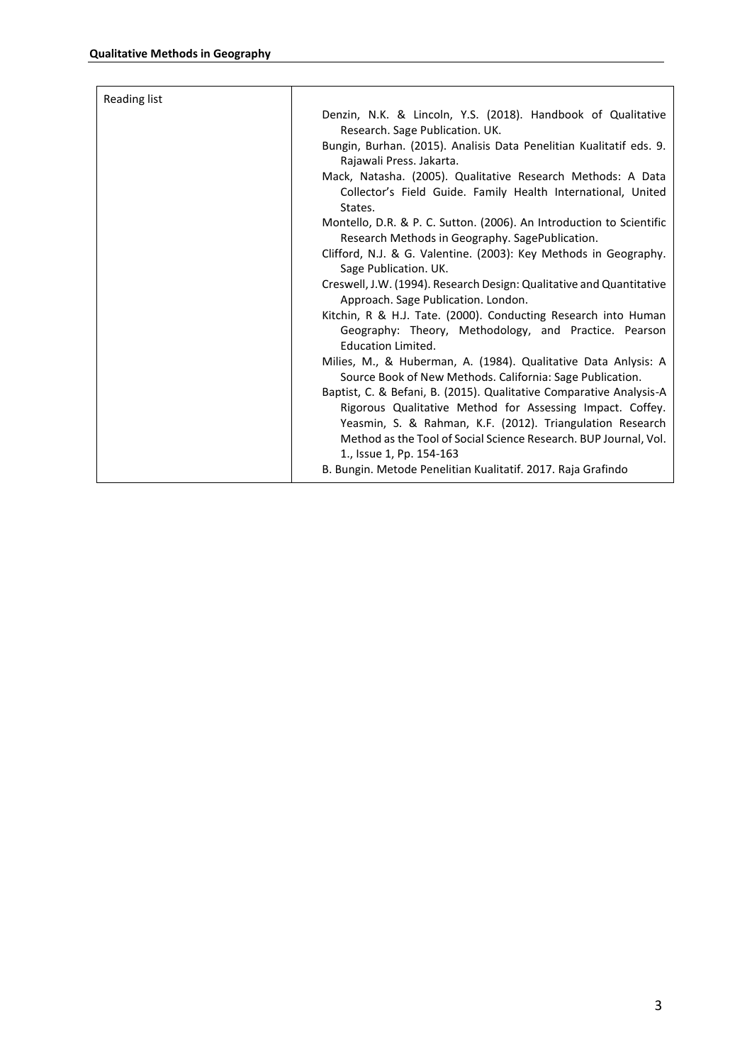| Reading list | Denzin, N.K. & Lincoln, Y.S. (2018). Handbook of Qualitative Research. Sage Publication. UK.<br>Bungin, Burhan. (2015). Analisis Data Penelitian Kualitatif eds. 9. Rajawali Press. Jakarta.<br>Mack, Natasha. (2005). Qualitative Research Methods: A Data Collector's Field Guide. Family Health International, United States.<br>Montello, D.R. & P. C. Sutton. (2006). An Introduction to Scientific Research Methods in Geography. SagePublication.<br>Clifford, N.J. & G. Valentine. (2003): Key Methods in Geography. Sage Publication. UK.<br>Creswell, J.W. (1994). Research Design: Qualitative and Quantitative Approach. Sage Publication. London.<br>Kitchin, R & H.J. Tate. (2000). Conducting Research into Human Geography: Theory, Methodology, and Practice. Pearson Education Limited.<br>Milies, M., & Huberman, A. (1984). Qualitative Data Anlysis: A Source Book of New Methods. California: Sage Publication.<br>Baptist, C. & Befani, B. (2015). Qualitative Comparative Analysis-A Rigorous Qualitative Method for Assessing Impact. Coffey.<br>Yeasmin, S. & Rahman, K.F. (2012). Triangulation Research Method as the Tool of Social Science Research. BUP Journal, Vol. 1., Issue 1, Pp. 154-163<br>B. Bungin. Metode Penelitian Kualitatif. 2017. Raja Grafindo |
|---|---|